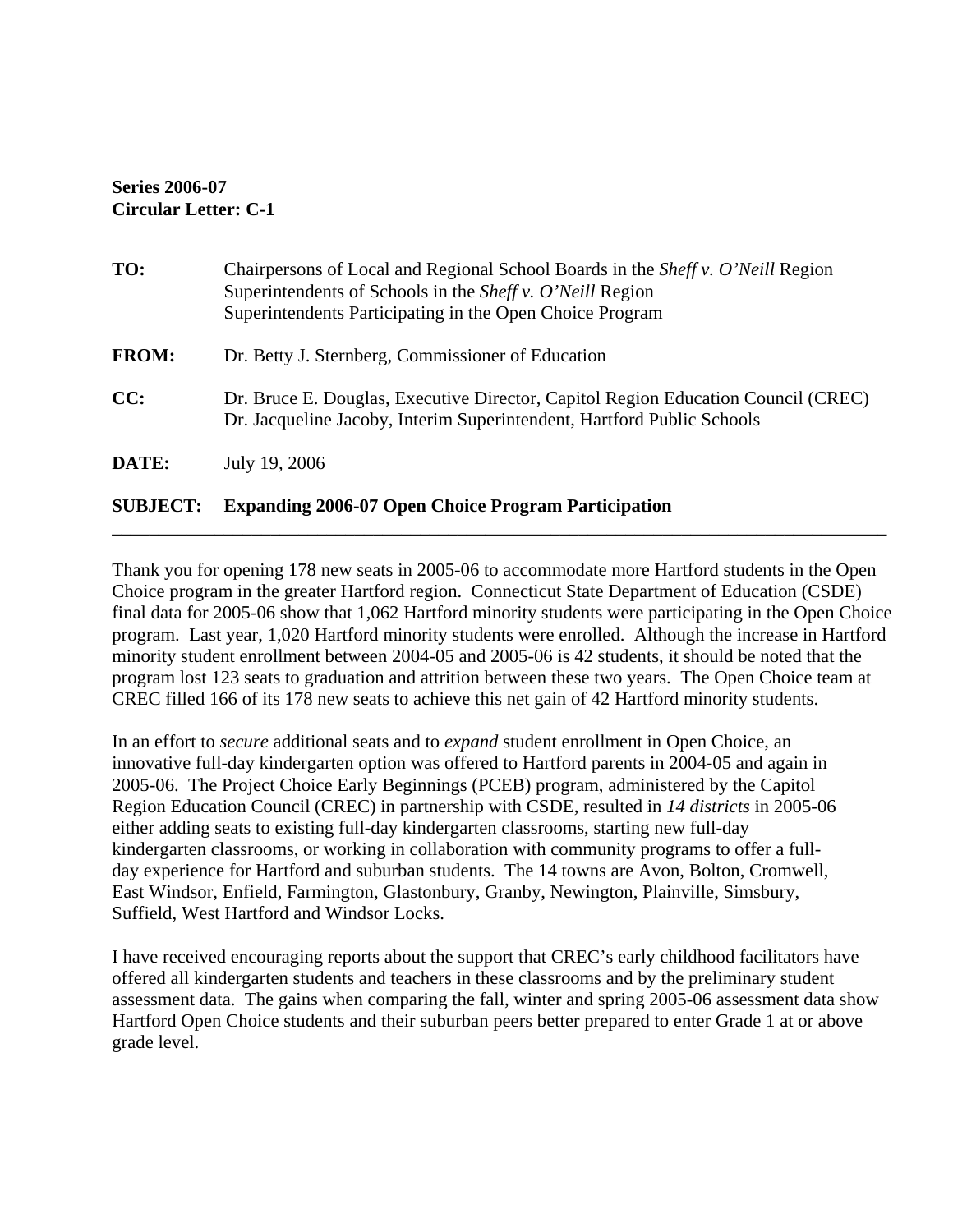**Series 2006-07**
**Circular Letter: C-1**

**TO:** Chairpersons of Local and Regional School Boards in the *Sheff v. O'Neill* Region
Superintendents of Schools in the *Sheff v. O'Neill* Region
Superintendents Participating in the Open Choice Program

**FROM:** Dr. Betty J. Sternberg, Commissioner of Education

**CC:** Dr. Bruce E. Douglas, Executive Director, Capitol Region Education Council (CREC)
Dr. Jacqueline Jacoby, Interim Superintendent, Hartford Public Schools

**DATE:** July 19, 2006

**SUBJECT: Expanding 2006-07 Open Choice Program Participation**

---

Thank you for opening 178 new seats in 2005-06 to accommodate more Hartford students in the Open Choice program in the greater Hartford region. Connecticut State Department of Education (CSDE) final data for 2005-06 show that 1,062 Hartford minority students were participating in the Open Choice program. Last year, 1,020 Hartford minority students were enrolled. Although the increase in Hartford minority student enrollment between 2004-05 and 2005-06 is 42 students, it should be noted that the program lost 123 seats to graduation and attrition between these two years. The Open Choice team at CREC filled 166 of its 178 new seats to achieve this net gain of 42 Hartford minority students.

In an effort to *secure* additional seats and to *expand* student enrollment in Open Choice, an innovative full-day kindergarten option was offered to Hartford parents in 2004-05 and again in 2005-06. The Project Choice Early Beginnings (PCEB) program, administered by the Capitol Region Education Council (CREC) in partnership with CSDE, resulted in *14 districts* in 2005-06 either adding seats to existing full-day kindergarten classrooms, starting new full-day kindergarten classrooms, or working in collaboration with community programs to offer a full-day experience for Hartford and suburban students. The 14 towns are Avon, Bolton, Cromwell, East Windsor, Enfield, Farmington, Glastonbury, Granby, Newington, Plainville, Simsbury, Suffield, West Hartford and Windsor Locks.

I have received encouraging reports about the support that CREC's early childhood facilitators have offered all kindergarten students and teachers in these classrooms and by the preliminary student assessment data. The gains when comparing the fall, winter and spring 2005-06 assessment data show Hartford Open Choice students and their suburban peers better prepared to enter Grade 1 at or above grade level.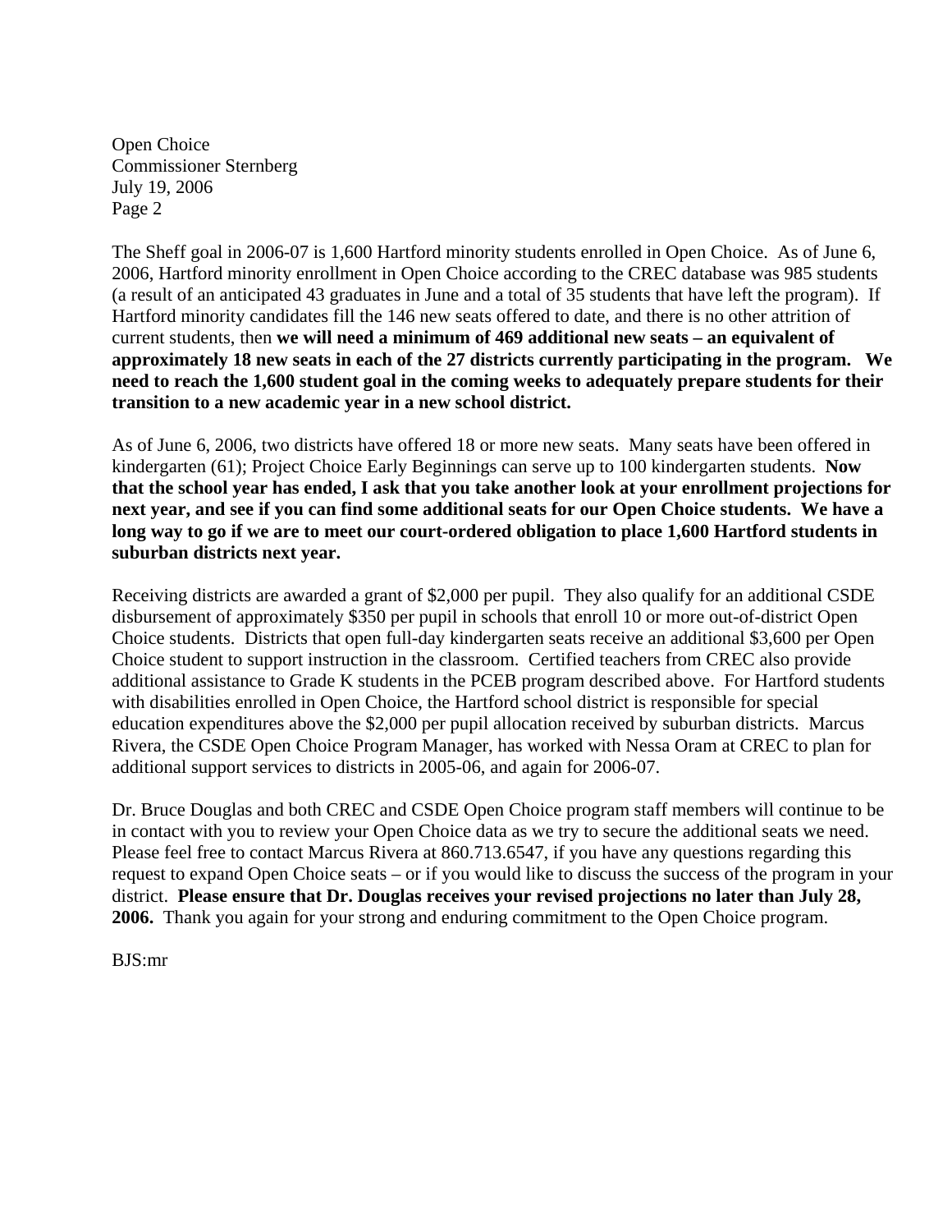The Sheff goal in 2006-07 is 1,600 Hartford minority students enrolled in Open Choice. As of June 6, 2006, Hartford minority enrollment in Open Choice according to the CREC database was 985 students (a result of an anticipated 43 graduates in June and a total of 35 students that have left the program). If Hartford minority candidates fill the 146 new seats offered to date, and there is no other attrition of current students, then **we will need a minimum of 469 additional new seats – an equivalent of approximately 18 new seats in each of the 27 districts currently participating in the program. We need to reach the 1,600 student goal in the coming weeks to adequately prepare students for their transition to a new academic year in a new school district.**

As of June 6, 2006, two districts have offered 18 or more new seats. Many seats have been offered in kindergarten (61); Project Choice Early Beginnings can serve up to 100 kindergarten students. **Now that the school year has ended, I ask that you take another look at your enrollment projections for next year, and see if you can find some additional seats for our Open Choice students. We have a long way to go if we are to meet our court-ordered obligation to place 1,600 Hartford students in suburban districts next year.**

Receiving districts are awarded a grant of $2,000 per pupil. They also qualify for an additional CSDE disbursement of approximately $350 per pupil in schools that enroll 10 or more out-of-district Open Choice students. Districts that open full-day kindergarten seats receive an additional $3,600 per Open Choice student to support instruction in the classroom. Certified teachers from CREC also provide additional assistance to Grade K students in the PCEB program described above. For Hartford students with disabilities enrolled in Open Choice, the Hartford school district is responsible for special education expenditures above the $2,000 per pupil allocation received by suburban districts. Marcus Rivera, the CSDE Open Choice Program Manager, has worked with Nessa Oram at CREC to plan for additional support services to districts in 2005-06, and again for 2006-07.

Dr. Bruce Douglas and both CREC and CSDE Open Choice program staff members will continue to be in contact with you to review your Open Choice data as we try to secure the additional seats we need. Please feel free to contact Marcus Rivera at 860.713.6547, if you have any questions regarding this request to expand Open Choice seats – or if you would like to discuss the success of the program in your district. **Please ensure that Dr. Douglas receives your revised projections no later than July 28, 2006.** Thank you again for your strong and enduring commitment to the Open Choice program.

BJS:mr